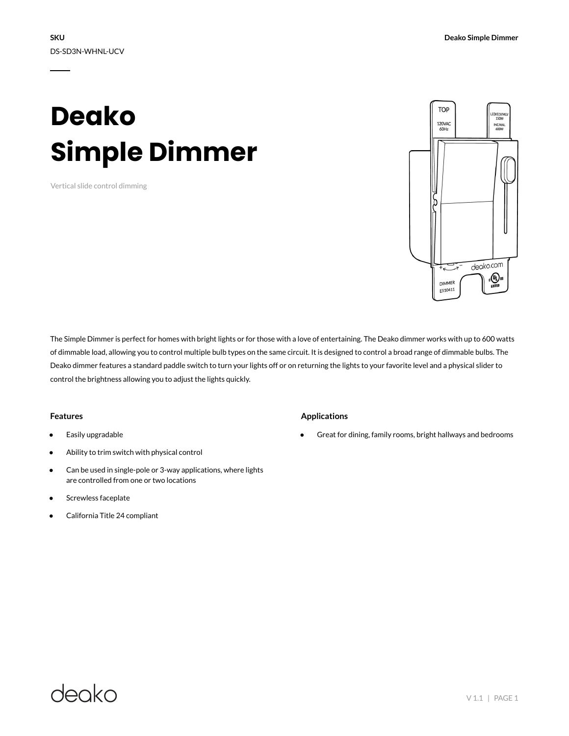**SKU**

DS-SD3N-WHNL-UCV

# Deako Simple Dimmer

Vertical slide control dimming

The Simple Dimmer is perfect for homes with bright lights or for those with a love of entertaining. The Deako dimmer works with up to 600 watts of dimmable load, allowing you to control multiple bulb types on the same circuit. It is designed to control a broad range of dimmable bulbs. The Deako dimmer features a standard paddle switch to turn your lights off or on returning the lights to your favorite level and a physical slider to control the brightness allowing you to adjust the lights quickly.

### Features

- Easily upgradable
- Ability to trim switch with physical control
- Can be used in single-pole or 3-way applications, where lights are controlled from one or two locations
- Screwless faceplate
- California Title 24 compliant

### Applications

- Great for dining, family rooms, bright hallways and bedrooms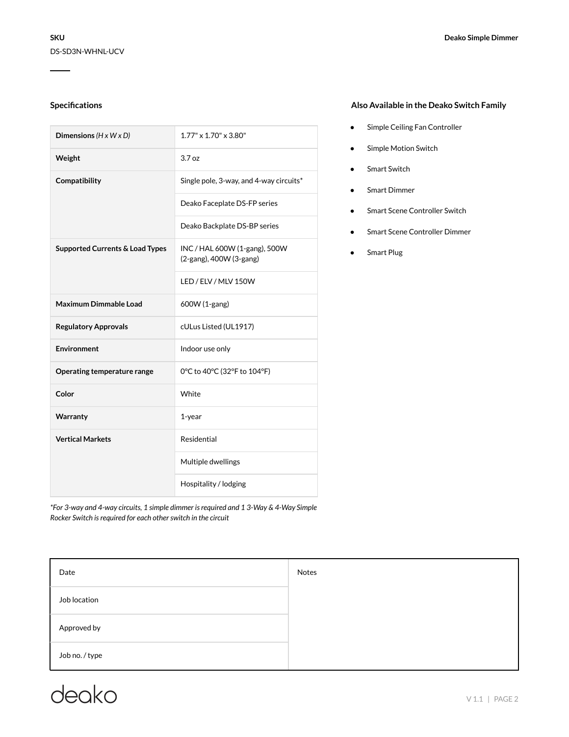**SKU**

DS-SD3N-WHNL-UCV

**Deako Simple Dimmer**

## Specifications

| | |
|---|---|
| **Dimensions** *(H x W x D)* | 1.77" x 1.70" x 3.80" |
| **Weight** | 3.7 oz |
| **Compatibility** | Single pole, 3-way, and 4-way circuits* |
| | Deako Faceplate DS-FP series |
| | Deako Backplate DS-BP series |
| **Supported Currents & Load Types** | INC / HAL 600W (1-gang), 500W (2-gang), 400W (3-gang) |
| | LED / ELV / MLV 150W |
| **Maximum Dimmable Load** | 600W (1-gang) |
| **Regulatory Approvals** | cULus Listed (UL1917) |
| **Environment** | Indoor use only |
| **Operating temperature range** | 0°C to 40°C (32°F to 104°F) |
| **Color** | White |
| **Warranty** | 1-year |
| **Vertical Markets** | Residential |
| | Multiple dwellings |
| | Hospitality / lodging |

*\*For 3-way and 4-way circuits, 1 simple dimmer is required and 1 3-Way & 4-Way Simple Rocker Switch is required for each other switch in the circuit*

## Also Available in the Deako Switch Family

- Simple Ceiling Fan Controller
- Simple Motion Switch
- Smart Switch
- Smart Dimmer
- Smart Scene Controller Switch
- Smart Scene Controller Dimmer
- Smart Plug

| | |
|---|---|
| Date | Notes |
| Job location | |
| Approved by | |
| Job no. / type | |